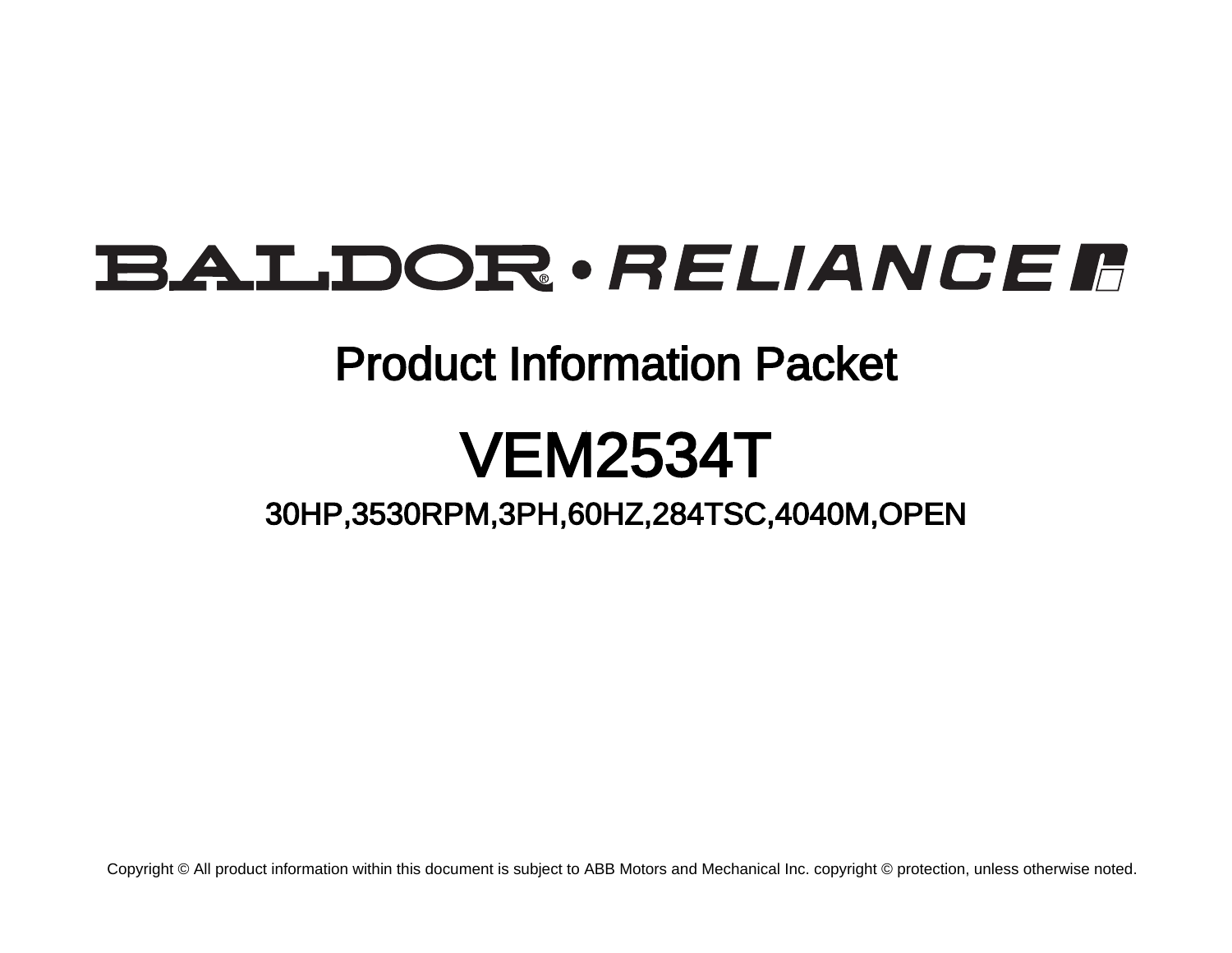# BALDOR® • RELIANCE

## Product Information Packet

# VEM2534T

### 30HP,3530RPM,3PH,60HZ,284TSC,4040M,OPEN

Copyright © All product information within this document is subject to ABB Motors and Mechanical Inc. copyright © protection, unless otherwise noted.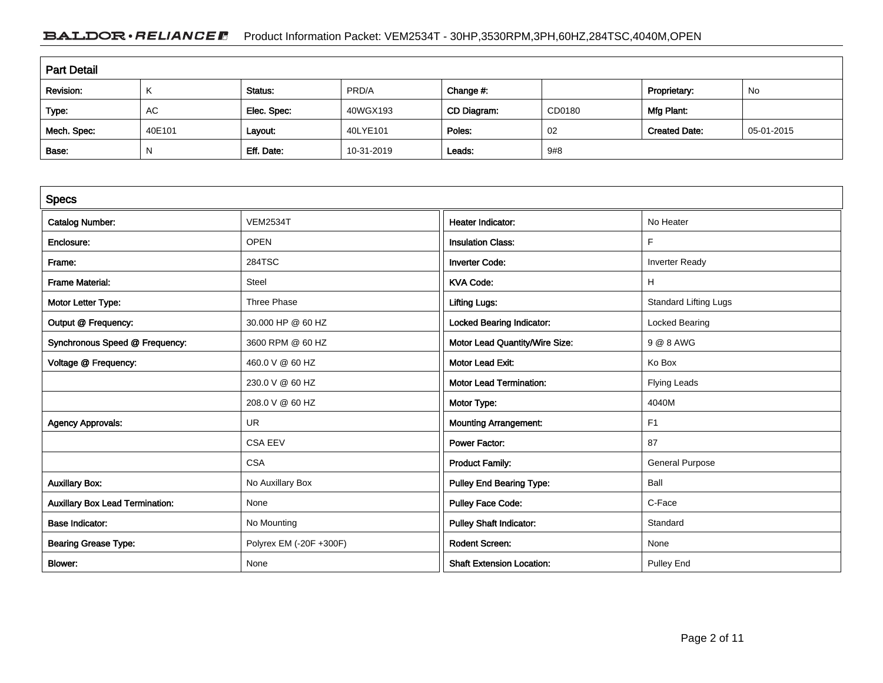## Part Detail

| Revision: | K | Status: | PRD/A | Change #: | | Proprietary: | No |
|---|---|---|---|---|---|---|---|
| Type: | AC | Elec. Spec: | 40WGX193 | CD Diagram: | CD0180 | Mfg Plant: | |
| Mech. Spec: | 40E101 | Layout: | 40LYE101 | Poles: | 02 | Created Date: | 05-01-2015 |
| Base: | N | Eff. Date: | 10-31-2019 | Leads: | 9#8 | | |

## Specs

| Catalog Number: | VEM2534T | Heater Indicator: | No Heater |
|---|---|---|---|
| Enclosure: | OPEN | Insulation Class: | F |
| Frame: | 284TSC | Inverter Code: | Inverter Ready |
| Frame Material: | Steel | KVA Code: | H |
| Motor Letter Type: | Three Phase | Lifting Lugs: | Standard Lifting Lugs |
| Output @ Frequency: | 30.000 HP @ 60 HZ | Locked Bearing Indicator: | Locked Bearing |
| Synchronous Speed @ Frequency: | 3600 RPM @ 60 HZ | Motor Lead Quantity/Wire Size: | 9 @ 8 AWG |
| Voltage @ Frequency: | 460.0 V @ 60 HZ | Motor Lead Exit: | Ko Box |
| | 230.0 V @ 60 HZ | Motor Lead Termination: | Flying Leads |
| | 208.0 V @ 60 HZ | Motor Type: | 4040M |
| Agency Approvals: | UR | Mounting Arrangement: | F1 |
| | CSA EEV | Power Factor: | 87 |
| | CSA | Product Family: | General Purpose |
| Auxillary Box: | No Auxillary Box | Pulley End Bearing Type: | Ball |
| Auxillary Box Lead Termination: | None | Pulley Face Code: | C-Face |
| Base Indicator: | No Mounting | Pulley Shaft Indicator: | Standard |
| Bearing Grease Type: | Polyrex EM (-20F +300F) | Rodent Screen: | None |
| Blower: | None | Shaft Extension Location: | Pulley End |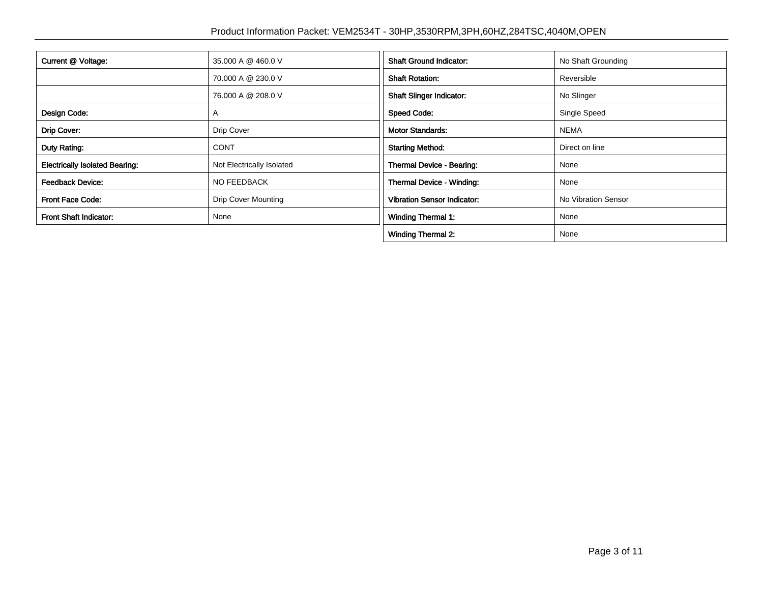| | |
|---|---|
| **Current @ Voltage:** | 35.000 A @ 460.0 V |
| | 70.000 A @ 230.0 V |
| | 76.000 A @ 208.0 V |
| **Design Code:** | A |
| **Drip Cover:** | Drip Cover |
| **Duty Rating:** | CONT |
| **Electrically Isolated Bearing:** | Not Electrically Isolated |
| **Feedback Device:** | NO FEEDBACK |
| **Front Face Code:** | Drip Cover Mounting |
| **Front Shaft Indicator:** | None |

| | |
|---|---|
| **Shaft Ground Indicator:** | No Shaft Grounding |
| **Shaft Rotation:** | Reversible |
| **Shaft Slinger Indicator:** | No Slinger |
| **Speed Code:** | Single Speed |
| **Motor Standards:** | NEMA |
| **Starting Method:** | Direct on line |
| **Thermal Device - Bearing:** | None |
| **Thermal Device - Winding:** | None |
| **Vibration Sensor Indicator:** | No Vibration Sensor |
| **Winding Thermal 1:** | None |
| **Winding Thermal 2:** | None |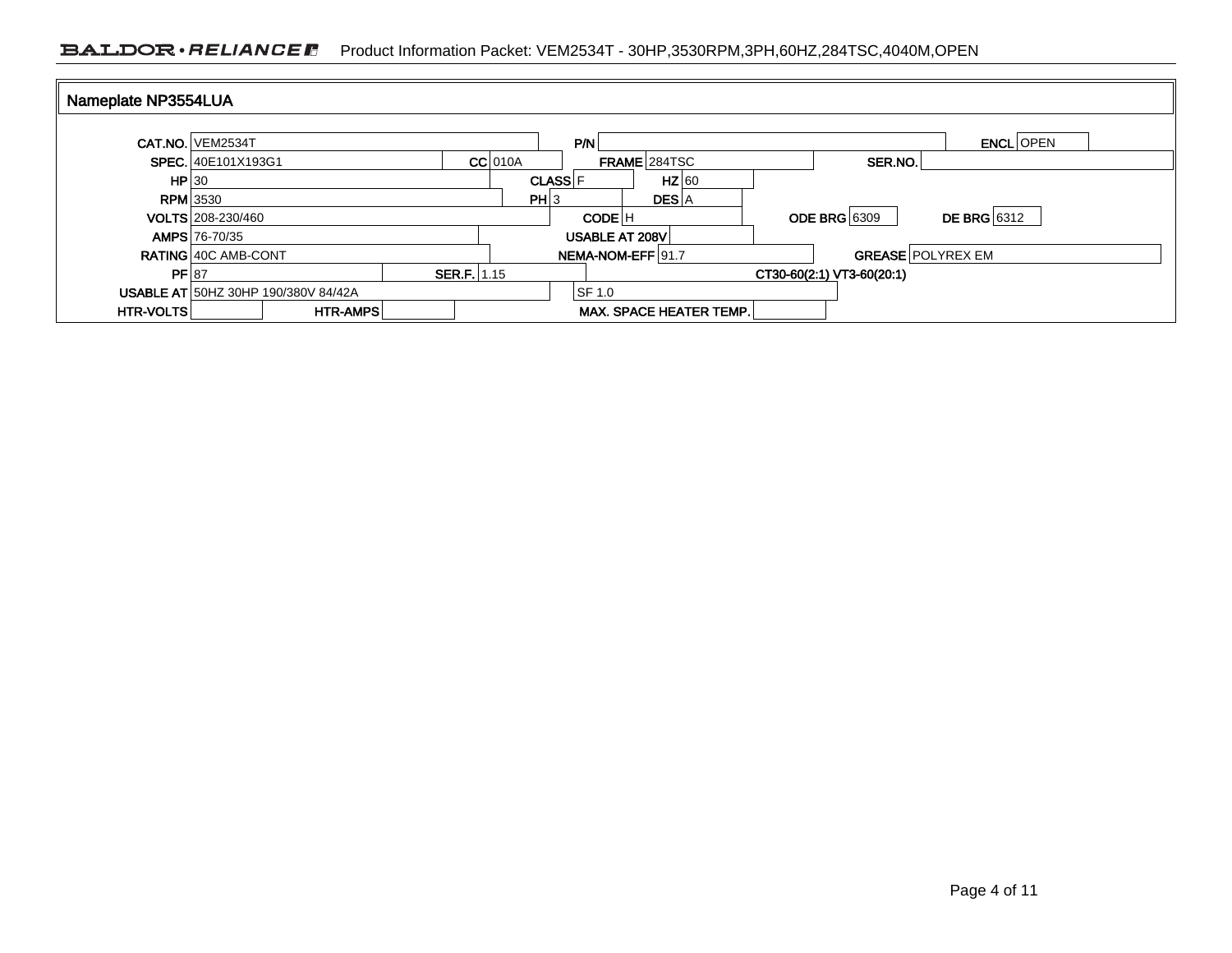## Nameplate NP3554LUA

| Field | Value | Field | Value | Field | Value | Field | Value |
|---|---|---|---|---|---|---|---|
| CAT.NO. | VEM2534T | P/N | | | | ENCL | OPEN |
| SPEC. | 40E101X193G1 | CC | 010A | FRAME | 284TSC | SER.NO. | |
| HP | 30 | CLASS | F | HZ | 60 | | |
| RPM | 3530 | PH | 3 | DES | A | | |
| VOLTS | 208-230/460 | CODE | H | ODE BRG | 6309 | DE BRG | 6312 |
| AMPS | 76-70/35 | USABLE AT 208V | | | | | |
| RATING | 40C AMB-CONT | NEMA-NOM-EFF | 91.7 | GREASE | POLYREX EM | | |
| PF | 87 | SER.F. | 1.15 | CT30-60(2:1) VT3-60(20:1) | | | |
| USABLE AT | 50HZ 30HP 190/380V 84/42A | | SF 1.0 | | | | |
| HTR-VOLTS | | HTR-AMPS | | MAX. SPACE HEATER TEMP. | | | |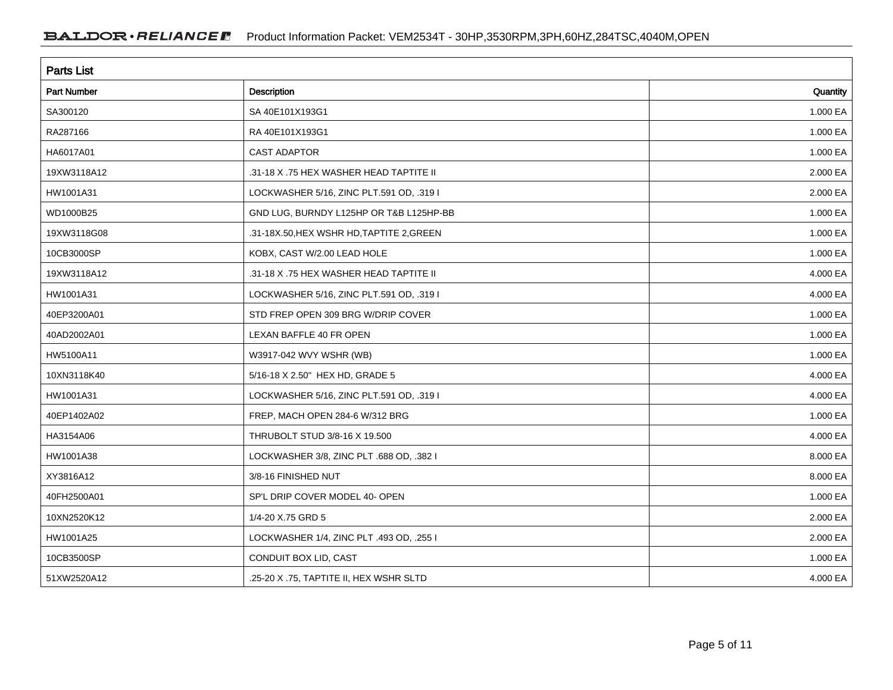## Parts List

| Part Number | Description | Quantity |
| --- | --- | --- |
| SA300120 | SA 40E101X193G1 | 1.000 EA |
| RA287166 | RA 40E101X193G1 | 1.000 EA |
| HA6017A01 | CAST ADAPTOR | 1.000 EA |
| 19XW3118A12 | .31-18 X .75 HEX WASHER HEAD TAPTITE II | 2.000 EA |
| HW1001A31 | LOCKWASHER 5/16, ZINC PLT.591 OD, .319 I | 2.000 EA |
| WD1000B25 | GND LUG, BURNDY L125HP OR T&B L125HP-BB | 1.000 EA |
| 19XW3118G08 | .31-18X.50,HEX WSHR HD,TAPTITE 2,GREEN | 1.000 EA |
| 10CB3000SP | KOBX, CAST W/2.00 LEAD HOLE | 1.000 EA |
| 19XW3118A12 | .31-18 X .75 HEX WASHER HEAD TAPTITE II | 4.000 EA |
| HW1001A31 | LOCKWASHER 5/16, ZINC PLT.591 OD, .319 I | 4.000 EA |
| 40EP3200A01 | STD FREP OPEN 309 BRG W/DRIP COVER | 1.000 EA |
| 40AD2002A01 | LEXAN BAFFLE 40 FR OPEN | 1.000 EA |
| HW5100A11 | W3917-042 WVY WSHR (WB) | 1.000 EA |
| 10XN3118K40 | 5/16-18 X 2.50" HEX HD, GRADE 5 | 4.000 EA |
| HW1001A31 | LOCKWASHER 5/16, ZINC PLT.591 OD, .319 I | 4.000 EA |
| 40EP1402A02 | FREP, MACH OPEN 284-6 W/312 BRG | 1.000 EA |
| HA3154A06 | THRUBOLT STUD 3/8-16 X 19.500 | 4.000 EA |
| HW1001A38 | LOCKWASHER 3/8, ZINC PLT .688 OD, .382 I | 8.000 EA |
| XY3816A12 | 3/8-16 FINISHED NUT | 8.000 EA |
| 40FH2500A01 | SP'L DRIP COVER MODEL 40- OPEN | 1.000 EA |
| 10XN2520K12 | 1/4-20 X.75 GRD 5 | 2.000 EA |
| HW1001A25 | LOCKWASHER 1/4, ZINC PLT .493 OD, .255 I | 2.000 EA |
| 10CB3500SP | CONDUIT BOX LID, CAST | 1.000 EA |
| 51XW2520A12 | .25-20 X .75, TAPTITE II, HEX WSHR SLTD | 4.000 EA |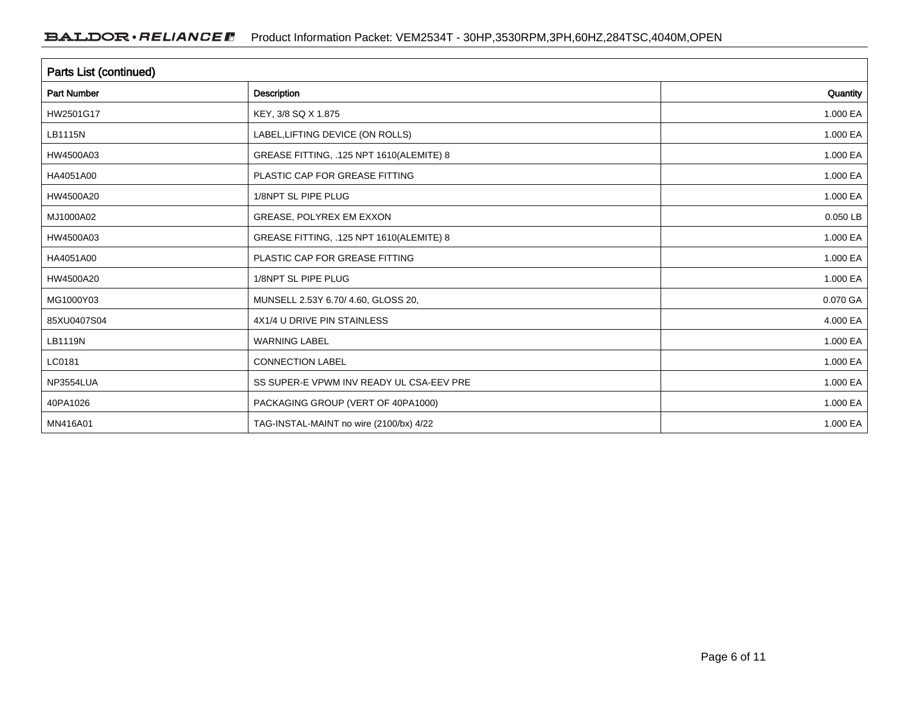## Parts List (continued)

| Part Number | Description | Quantity |
|---|---|---|
| HW2501G17 | KEY, 3/8 SQ X 1.875 | 1.000 EA |
| LB1115N | LABEL,LIFTING DEVICE (ON ROLLS) | 1.000 EA |
| HW4500A03 | GREASE FITTING, .125 NPT 1610(ALEMITE) 8 | 1.000 EA |
| HA4051A00 | PLASTIC CAP FOR GREASE FITTING | 1.000 EA |
| HW4500A20 | 1/8NPT SL PIPE PLUG | 1.000 EA |
| MJ1000A02 | GREASE, POLYREX EM EXXON | 0.050 LB |
| HW4500A03 | GREASE FITTING, .125 NPT 1610(ALEMITE) 8 | 1.000 EA |
| HA4051A00 | PLASTIC CAP FOR GREASE FITTING | 1.000 EA |
| HW4500A20 | 1/8NPT SL PIPE PLUG | 1.000 EA |
| MG1000Y03 | MUNSELL 2.53Y 6.70/ 4.60, GLOSS 20, | 0.070 GA |
| 85XU0407S04 | 4X1/4 U DRIVE PIN STAINLESS | 4.000 EA |
| LB1119N | WARNING LABEL | 1.000 EA |
| LC0181 | CONNECTION LABEL | 1.000 EA |
| NP3554LUA | SS SUPER-E VPWM INV READY UL CSA-EEV PRE | 1.000 EA |
| 40PA1026 | PACKAGING GROUP (VERT OF 40PA1000) | 1.000 EA |
| MN416A01 | TAG-INSTAL-MAINT no wire (2100/bx) 4/22 | 1.000 EA |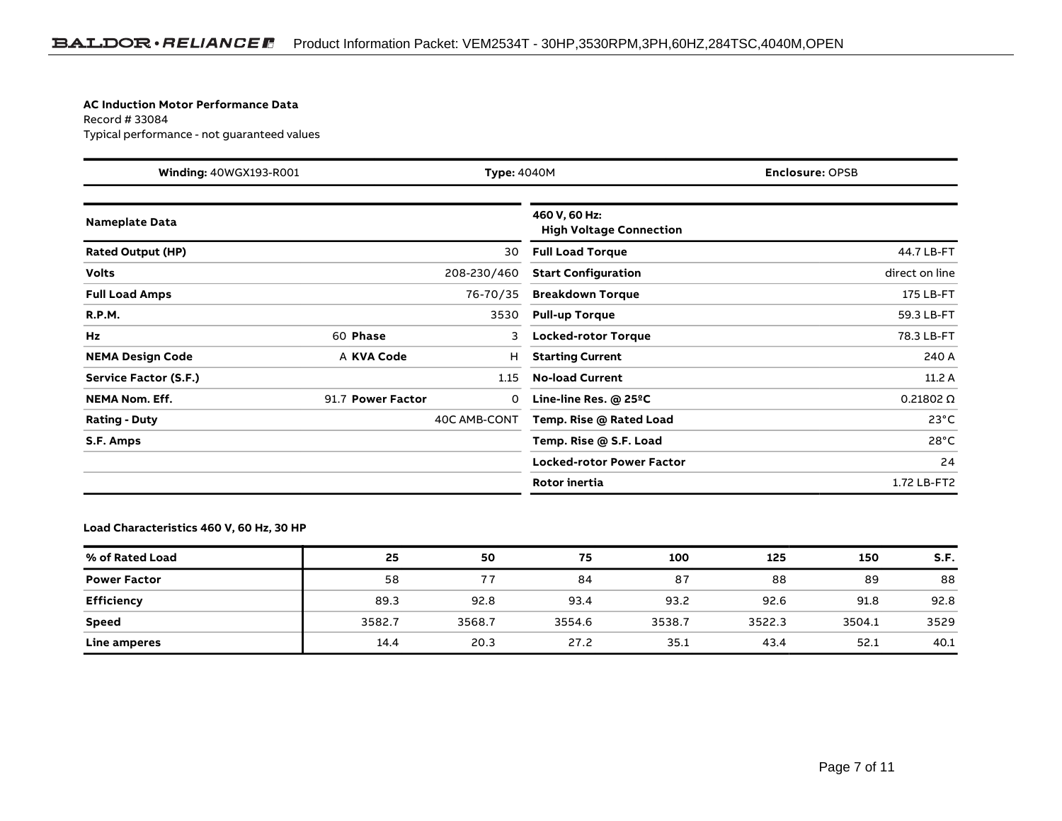**AC Induction Motor Performance Data**
Record # 33084
Typical performance - not guaranteed values

| **Winding:** 40WGX193-R001 | **Type:** 4040M | **Enclosure:** OPSB |
| --- | --- | --- |

| **Nameplate Data** | | | | **460 V, 60 Hz: High Voltage Connection** | |
| --- | --- | --- | --- | --- | --- |
| **Rated Output (HP)** | | | 30 | **Full Load Torque** | 44.7 LB-FT |
| **Volts** | | | 208-230/460 | **Start Configuration** | direct on line |
| **Full Load Amps** | | | 76-70/35 | **Breakdown Torque** | 175 LB-FT |
| **R.P.M.** | | | 3530 | **Pull-up Torque** | 59.3 LB-FT |
| **Hz** | 60 | **Phase** | 3 | **Locked-rotor Torque** | 78.3 LB-FT |
| **NEMA Design Code** | A | **KVA Code** | H | **Starting Current** | 240 A |
| **Service Factor (S.F.)** | | | 1.15 | **No-load Current** | 11.2 A |
| **NEMA Nom. Eff.** | 91.7 | **Power Factor** | 0 | **Line-line Res. @ 25ºC** | 0.21802 Ω |
| **Rating - Duty** | | | 40C AMB-CONT | **Temp. Rise @ Rated Load** | 23°C |
| **S.F. Amps** | | | | **Temp. Rise @ S.F. Load** | 28°C |
| | | | | **Locked-rotor Power Factor** | 24 |
| | | | | **Rotor inertia** | 1.72 LB-FT2 |

**Load Characteristics 460 V, 60 Hz, 30 HP**

| **% of Rated Load** | **25** | **50** | **75** | **100** | **125** | **150** | **S.F.** |
| --- | --- | --- | --- | --- | --- | --- | --- |
| **Power Factor** | 58 | 77 | 84 | 87 | 88 | 89 | 88 |
| **Efficiency** | 89.3 | 92.8 | 93.4 | 93.2 | 92.6 | 91.8 | 92.8 |
| **Speed** | 3582.7 | 3568.7 | 3554.6 | 3538.7 | 3522.3 | 3504.1 | 3529 |
| **Line amperes** | 14.4 | 20.3 | 27.2 | 35.1 | 43.4 | 52.1 | 40.1 |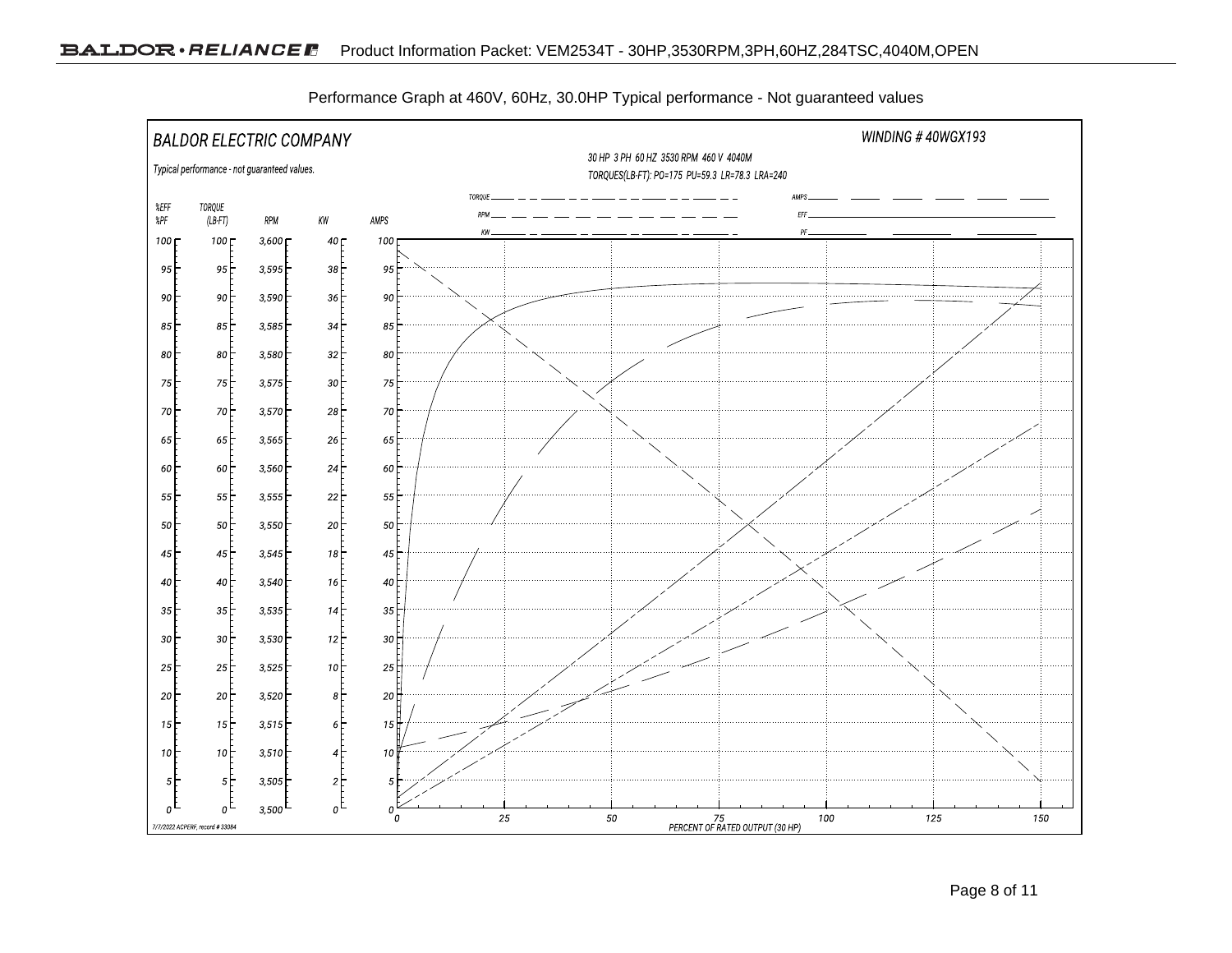Performance Graph at 460V, 60Hz, 30.0HP Typical performance - Not guaranteed values

BALDOR ELECTRIC COMPANY

WINDING # 40WGX193

30 HP 3 PH 60 HZ 3530 RPM 460 V 4040M

TORQUES(LB-FT): PO=175 PU=59.3 LR=78.3 LRA=240

Typical performance - not guaranteed values.

Legend: TORQUE, RPM, KW, AMPS, EFF, PF

Axes: %EFF / %PF (0–100), TORQUE (LB-FT) (0–100), RPM (3,500–3,600), KW (0–40), AMPS (0–100)

PERCENT OF RATED OUTPUT (30 HP): 0, 25, 50, 75, 100, 125, 150

7/7/2022 ACPERF, record # 33084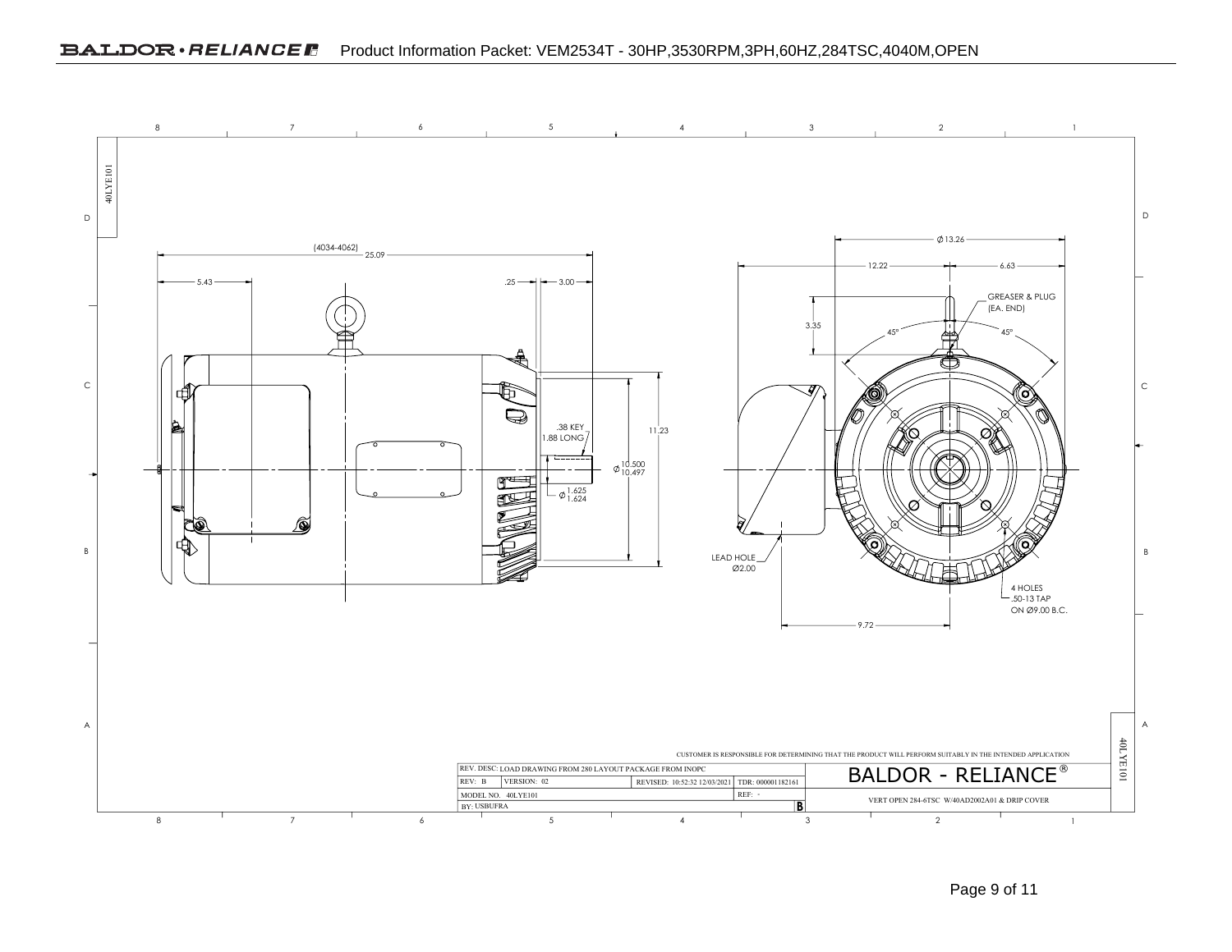Product Information Packet: VEM2534T - 30HP,3530RPM,3PH,60HZ,284TSC,4040M,OPEN

40LYE101

(4034-4062) 25.09

5.43

.25

3.00

.38 KEY
1.88 LONG

Ø 10.500 / 10.497

11.23

Ø 1.625 / 1.624

Ø 13.26

12.22

6.63

3.35

GREASER & PLUG
(EA. END)

45°

45°

LEAD HOLE
Ø2.00

4 HOLES
.50-13 TAP
ON Ø9.00 B.C.

9.72

CUSTOMER IS RESPONSIBLE FOR DETERMINING THAT THE PRODUCT WILL PERFORM SUITABLY IN THE INTENDED APPLICATION

| REV. DESC: LOAD DRAWING FROM 280 LAYOUT PACKAGE FROM INOPC | | | | BALDOR - RELIANCE® |
|---|---|---|---|---|
| REV: B | VERSION: 02 | REVISED: 10:52:32 12/03/2021 | TDR: 000001182161 | |
| MODEL NO. 40LYE101 | | | REF: - | VERT OPEN 284-6TSC W/40AD2002A01 & DRIP COVER |
| BY: USBUFRA | | | B | |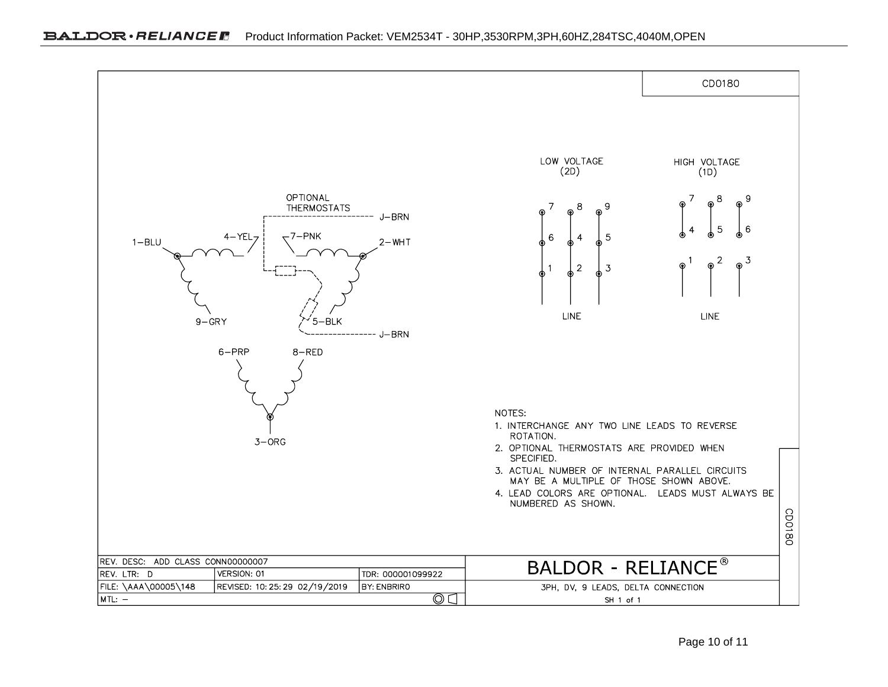CD0180

OPTIONAL THERMOSTATS

J-BRN

1-BLU　4-YEL　7-PNK　2-WHT

9-GRY　5-BLK

J-BRN

6-PRP　8-RED

3-ORG

LOW VOLTAGE (2D)

| 7 | 8 | 9 |
|---|---|---|
| 6 | 4 | 5 |
| 1 | 2 | 3 |

LINE

HIGH VOLTAGE (1D)

| 7 | 8 | 9 |
|---|---|---|
| 4 | 5 | 6 |
| 1 | 2 | 3 |

LINE

NOTES:

1. INTERCHANGE ANY TWO LINE LEADS TO REVERSE ROTATION.
2. OPTIONAL THERMOSTATS ARE PROVIDED WHEN SPECIFIED.
3. ACTUAL NUMBER OF INTERNAL PARALLEL CIRCUITS MAY BE A MULTIPLE OF THOSE SHOWN ABOVE.
4. LEAD COLORS ARE OPTIONAL. LEADS MUST ALWAYS BE NUMBERED AS SHOWN.

| REV. DESC: ADD CLASS CONN00000007 | | | BALDOR - RELIANCE® |
|---|---|---|---|
| REV. LTR: D | VERSION: 01 | TDR: 000001099922 | |
| FILE: \AAA\00005\148 | REVISED: 10:25:29 02/19/2019 | BY: ENBRIRO | 3PH, DV, 9 LEADS, DELTA CONNECTION |
| MTL: – | | | SH 1 of 1 |

CD0180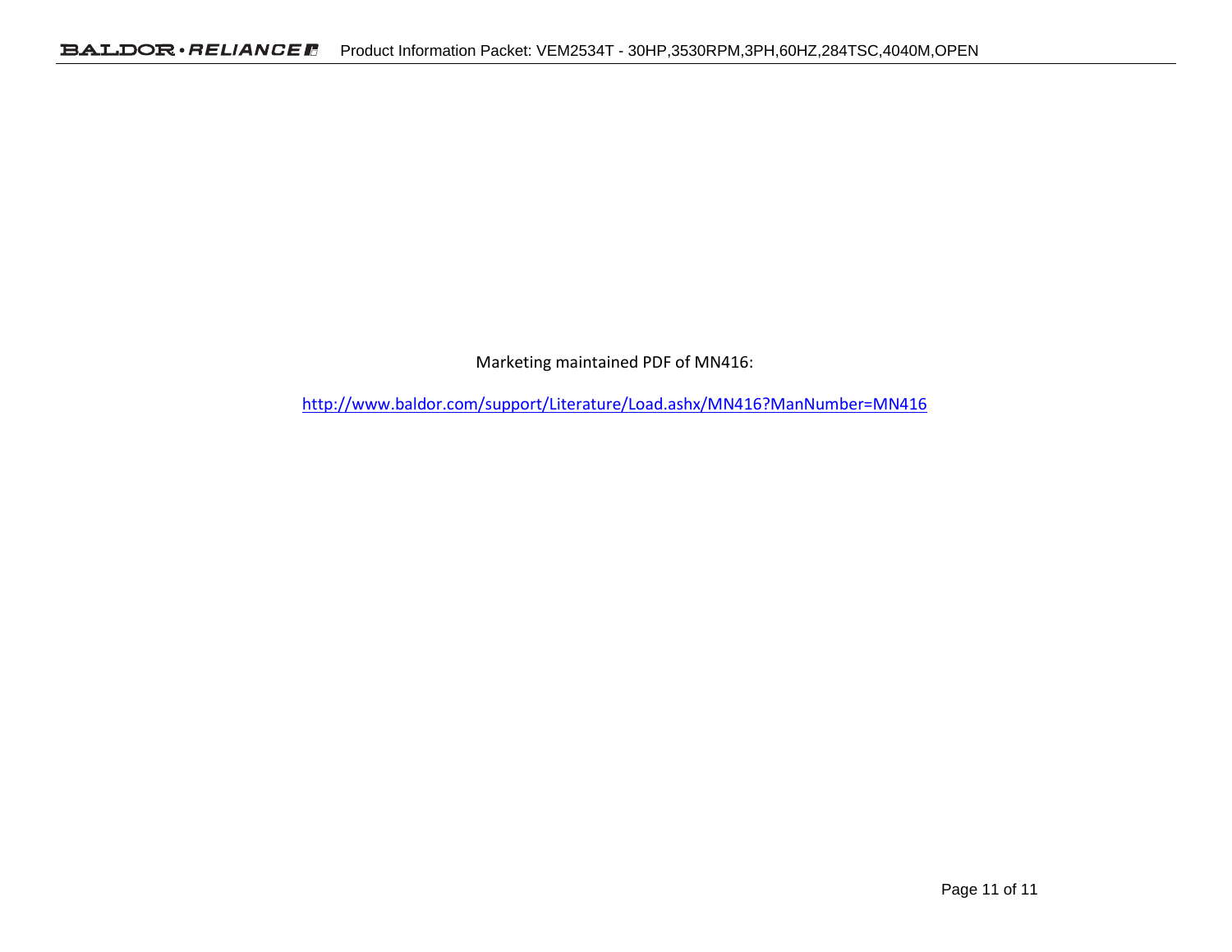Marketing maintained PDF of MN416:

http://www.baldor.com/support/Literature/Load.ashx/MN416?ManNumber=MN416